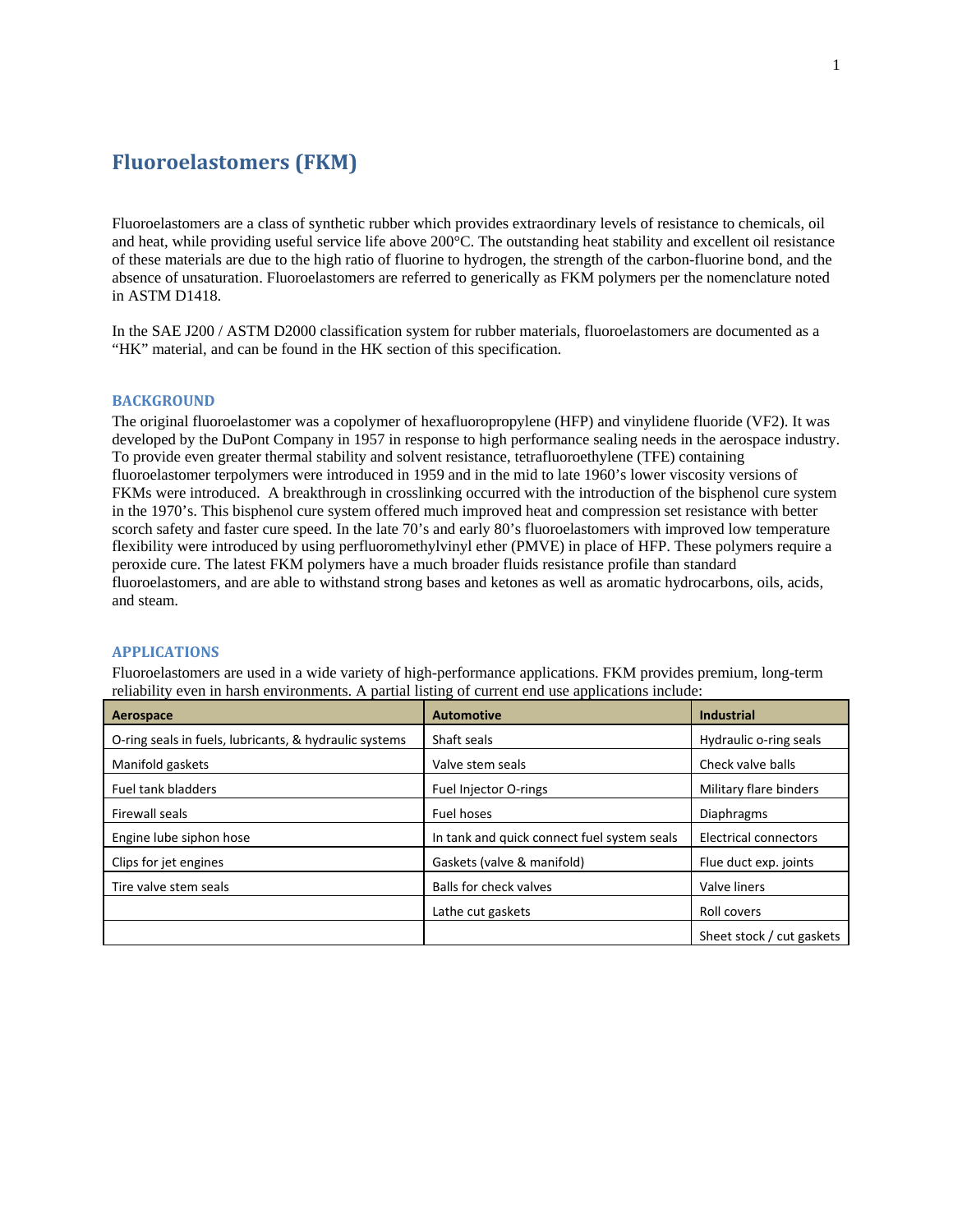# Fluoroelastomers (FKM)

Fluoroelastomers are a class of synthetic rubber which provides extraordinary levels of resistance to chemicals, oil and heat, while providing useful service life above 200°C. The outstanding heat stability and excellent oil resistance of these materials are due to the high ratio of fluorine to hydrogen, the strength of the carbon-fluorine bond, and the absence of unsaturation. Fluoroelastomers are referred to generically as FKM polymers per the nomenclature noted in ASTM D1418.

In the SAE J200 / ASTM D2000 classification system for rubber materials, fluoroelastomers are documented as a "HK" material, and can be found in the HK section of this specification.

## BACKGROUND

The original fluoroelastomer was a copolymer of hexafluoropropylene (HFP) and vinylidene fluoride (VF2). It was developed by the DuPont Company in 1957 in response to high performance sealing needs in the aerospace industry. To provide even greater thermal stability and solvent resistance, tetrafluoroethylene (TFE) containing fluoroelastomer terpolymers were introduced in 1959 and in the mid to late 1960's lower viscosity versions of FKMs were introduced. A breakthrough in crosslinking occurred with the introduction of the bisphenol cure system in the 1970's. This bisphenol cure system offered much improved heat and compression set resistance with better scorch safety and faster cure speed. In the late 70's and early 80's fluoroelastomers with improved low temperature flexibility were introduced by using perfluoromethylvinyl ether (PMVE) in place of HFP. These polymers require a peroxide cure. The latest FKM polymers have a much broader fluids resistance profile than standard fluoroelastomers, and are able to withstand strong bases and ketones as well as aromatic hydrocarbons, oils, acids, and steam.

## APPLICATIONS

Fluoroelastomers are used in a wide variety of high-performance applications. FKM provides premium, long-term reliability even in harsh environments. A partial listing of current end use applications include:

| Aerospace | Automotive | Industrial |
|---|---|---|
| O-ring seals in fuels, lubricants, & hydraulic systems | Shaft seals | Hydraulic o-ring seals |
| Manifold gaskets | Valve stem seals | Check valve balls |
| Fuel tank bladders | Fuel Injector O-rings | Military flare binders |
| Firewall seals | Fuel hoses | Diaphragms |
| Engine lube siphon hose | In tank and quick connect fuel system seals | Electrical connectors |
| Clips for jet engines | Gaskets (valve & manifold) | Flue duct exp. joints |
| Tire valve stem seals | Balls for check valves | Valve liners |
| | Lathe cut gaskets | Roll covers |
| | | Sheet stock / cut gaskets |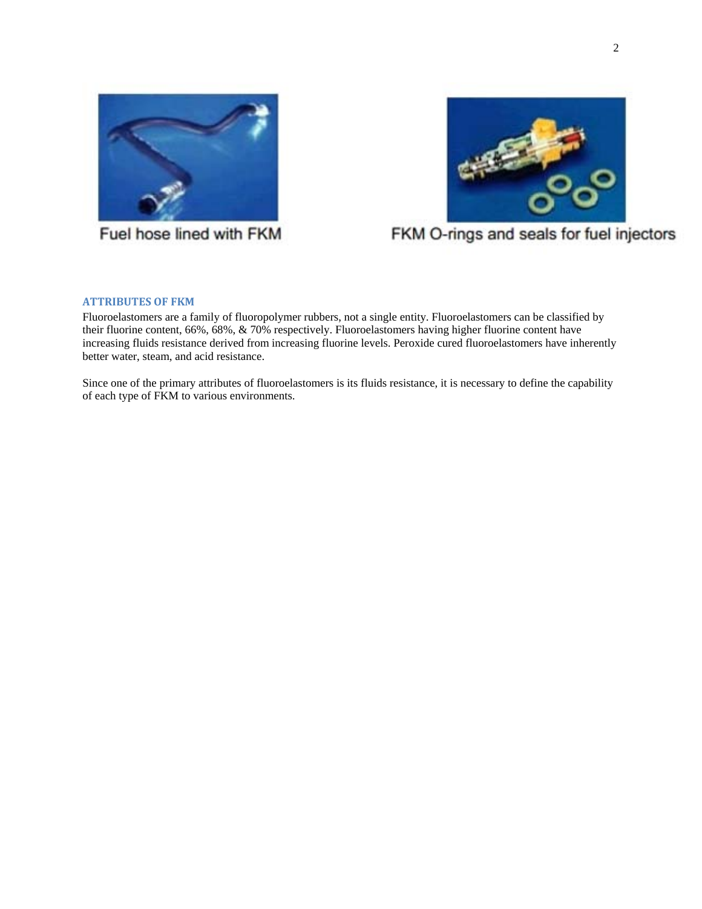Fuel hose lined with FKM

FKM O-rings and seals for fuel injectors

### ATTRIBUTES OF FKM

Fluoroelastomers are a family of fluoropolymer rubbers, not a single entity. Fluoroelastomers can be classified by their fluorine content, 66%, 68%, & 70% respectively. Fluoroelastomers having higher fluorine content have increasing fluids resistance derived from increasing fluorine levels. Peroxide cured fluoroelastomers have inherently better water, steam, and acid resistance.

Since one of the primary attributes of fluoroelastomers is its fluids resistance, it is necessary to define the capability of each type of FKM to various environments.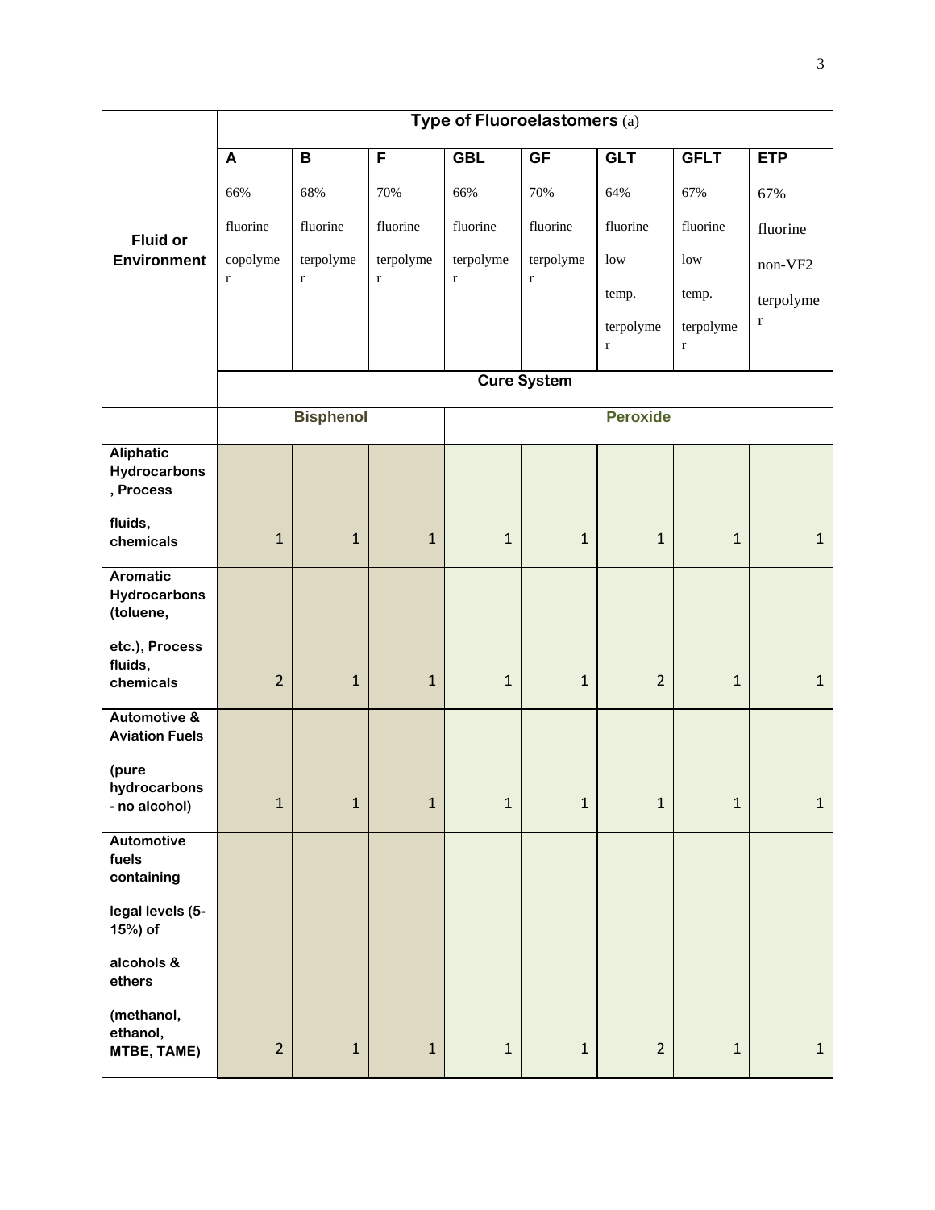| Fluid or Environment | Type of Fluoroelastomers (a) | | | | | | | |
|---|---|---|---|---|---|---|---|---|
| | A 66% fluorine copolymer | B 68% fluorine terpolymer | F 70% fluorine terpolymer | GBL 66% fluorine terpolymer | GF 70% fluorine terpolymer | GLT 64% fluorine low temp. terpolymer | GFLT 67% fluorine low temp. terpolymer | ETP 67% fluorine non-VF2 terpolymer |
| | Cure System | | | | | | | |
| | Bisphenol | | | Peroxide | | | | |
| Aliphatic Hydrocarbons, Process fluids, chemicals | 1 | 1 | 1 | 1 | 1 | 1 | 1 | 1 |
| Aromatic Hydrocarbons (toluene, etc.), Process fluids, chemicals | 2 | 1 | 1 | 1 | 1 | 2 | 1 | 1 |
| Automotive & Aviation Fuels (pure hydrocarbons - no alcohol) | 1 | 1 | 1 | 1 | 1 | 1 | 1 | 1 |
| Automotive fuels containing legal levels (5-15%) of alcohols & ethers (methanol, ethanol, MTBE, TAME) | 2 | 1 | 1 | 1 | 1 | 2 | 1 | 1 |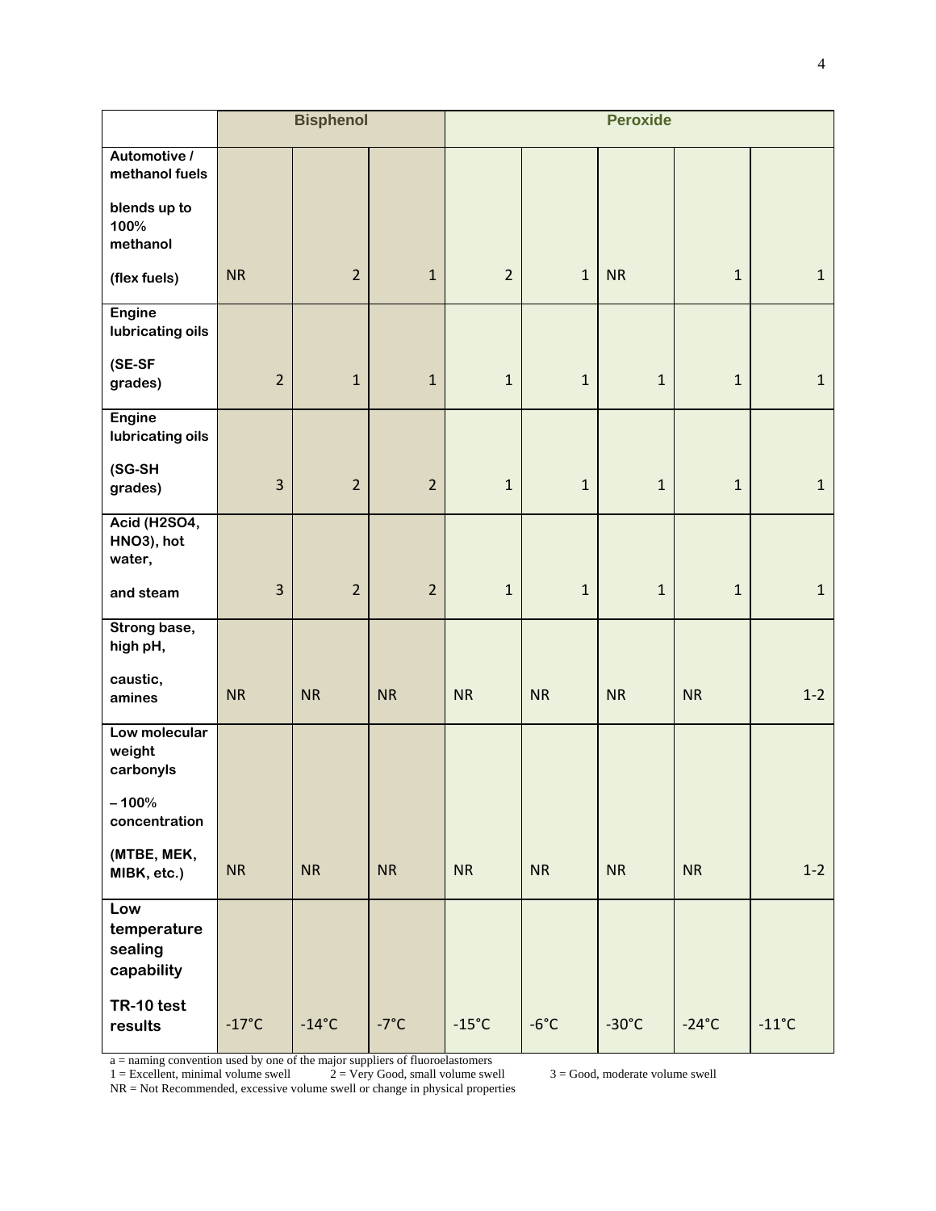| | Bisphenol | | | Peroxide | | | | |
|---|---|---|---|---|---|---|---|---|
| **Automotive / methanol fuels blends up to 100% methanol (flex fuels)** | NR | 2 | 1 | 2 | 1 | NR | 1 | 1 |
| **Engine lubricating oils (SE-SF grades)** | 2 | 1 | 1 | 1 | 1 | 1 | 1 | 1 |
| **Engine lubricating oils (SG-SH grades)** | 3 | 2 | 2 | 1 | 1 | 1 | 1 | 1 |
| **Acid ($H_2SO_4$, $HNO_3$), hot water, and steam** | 3 | 2 | 2 | 1 | 1 | 1 | 1 | 1 |
| **Strong base, high pH, caustic, amines** | NR | NR | NR | NR | NR | NR | NR | 1-2 |
| **Low molecular weight carbonyls – 100% concentration (MTBE, MEK, MIBK, etc.)** | NR | NR | NR | NR | NR | NR | NR | 1-2 |
| **Low temperature sealing capability TR-10 test results** | -17°C | -14°C | -7°C | -15°C | -6°C | -30°C | -24°C | -11°C |

a = naming convention used by one of the major suppliers of fluoroelastomers
1 = Excellent, minimal volume swell   2 = Very Good, small volume swell   3 = Good, moderate volume swell
NR = Not Recommended, excessive volume swell or change in physical properties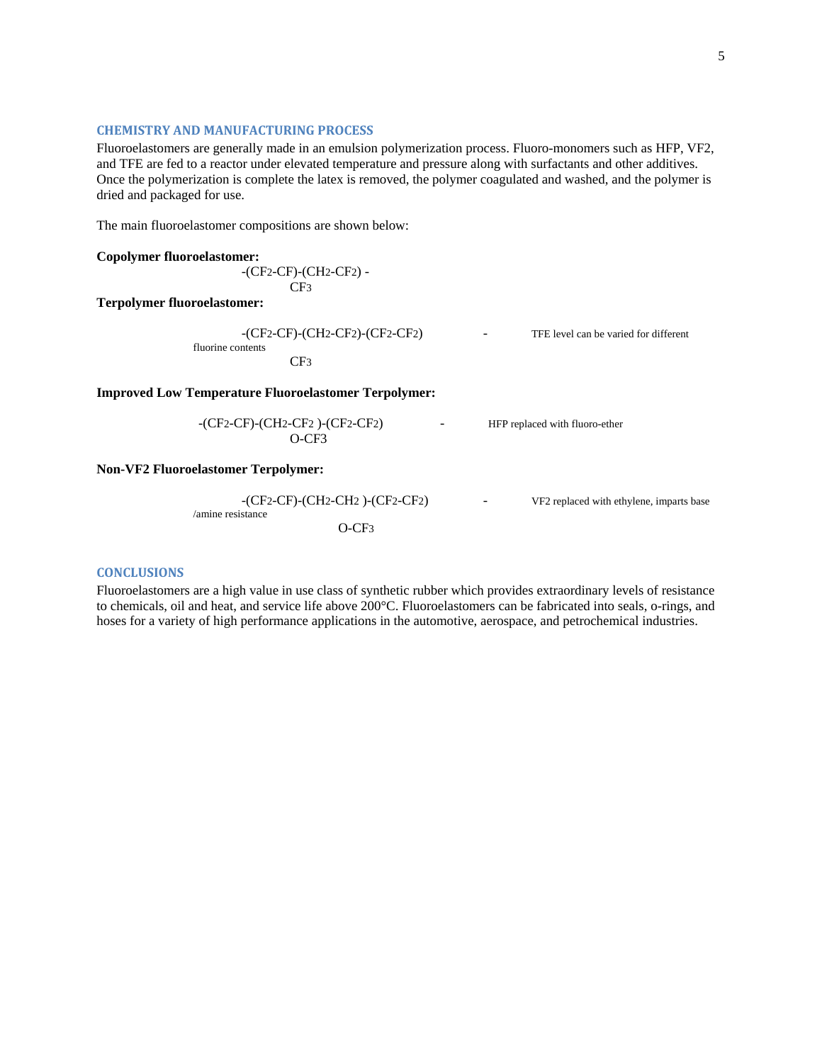## CHEMISTRY AND MANUFACTURING PROCESS

Fluoroelastomers are generally made in an emulsion polymerization process. Fluoro-monomers such as HFP, VF2, and TFE are fed to a reactor under elevated temperature and pressure along with surfactants and other additives. Once the polymerization is complete the latex is removed, the polymer coagulated and washed, and the polymer is dried and packaged for use.

The main fluoroelastomer compositions are shown below:

**Copolymer fluoroelastomer:**

$$-(CF_2\text{-}CF)\text{-}(CH_2\text{-}CF_2)\text{-}$$
$$CF_3$$

**Terpolymer fluoroelastomer:**

$$-(CF_2\text{-}CF)\text{-}(CH_2\text{-}CF_2)\text{-}(CF_2\text{-}CF_2)$$
$$CF_3$$

\- TFE level can be varied for different fluorine contents

**Improved Low Temperature Fluoroelastomer Terpolymer:**

$$-(CF_2\text{-}CF)\text{-}(CH_2\text{-}CF_2)\text{-}(CF_2\text{-}CF_2)$$
$$O\text{-}CF_3$$

\- HFP replaced with fluoro-ether

**Non-VF2 Fluoroelastomer Terpolymer:**

$$-(CF_2\text{-}CF)\text{-}(CH_2\text{-}CH_2)\text{-}(CF_2\text{-}CF_2)$$
$$O\text{-}CF_3$$

\- VF2 replaced with ethylene, imparts base/amine resistance

## CONCLUSIONS

Fluoroelastomers are a high value in use class of synthetic rubber which provides extraordinary levels of resistance to chemicals, oil and heat, and service life above 200°C. Fluoroelastomers can be fabricated into seals, o-rings, and hoses for a variety of high performance applications in the automotive, aerospace, and petrochemical industries.